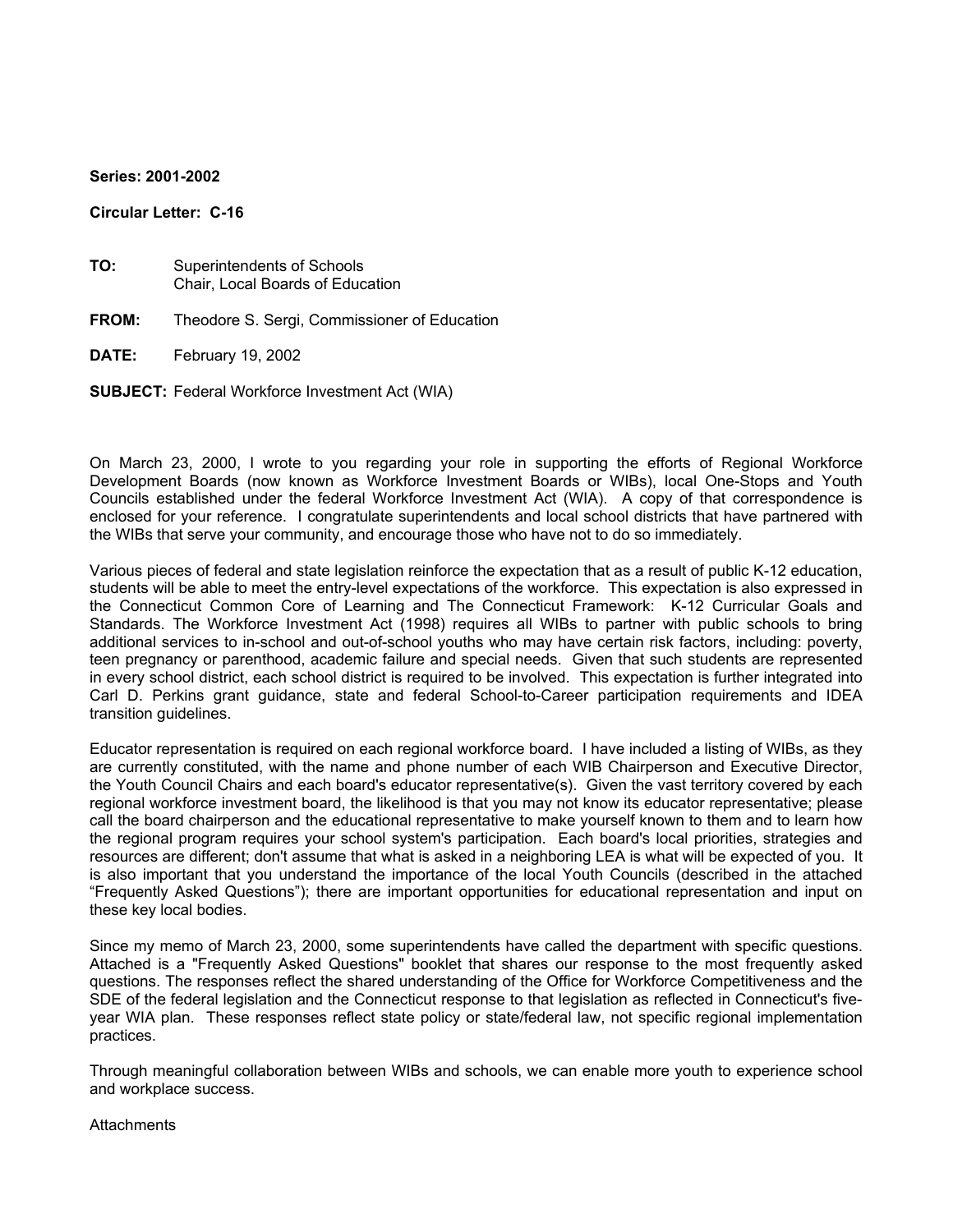**Series: 2001-2002**

**Circular Letter: C-16**

**TO:** Superintendents of Schools
Chair, Local Boards of Education

**FROM:** Theodore S. Sergi, Commissioner of Education

**DATE:** February 19, 2002

**SUBJECT:** Federal Workforce Investment Act (WIA)

On March 23, 2000, I wrote to you regarding your role in supporting the efforts of Regional Workforce Development Boards (now known as Workforce Investment Boards or WIBs), local One-Stops and Youth Councils established under the federal Workforce Investment Act (WIA). A copy of that correspondence is enclosed for your reference. I congratulate superintendents and local school districts that have partnered with the WIBs that serve your community, and encourage those who have not to do so immediately.

Various pieces of federal and state legislation reinforce the expectation that as a result of public K-12 education, students will be able to meet the entry-level expectations of the workforce. This expectation is also expressed in the Connecticut Common Core of Learning and The Connecticut Framework: K-12 Curricular Goals and Standards. The Workforce Investment Act (1998) requires all WIBs to partner with public schools to bring additional services to in-school and out-of-school youths who may have certain risk factors, including: poverty, teen pregnancy or parenthood, academic failure and special needs. Given that such students are represented in every school district, each school district is required to be involved. This expectation is further integrated into Carl D. Perkins grant guidance, state and federal School-to-Career participation requirements and IDEA transition guidelines.

Educator representation is required on each regional workforce board. I have included a listing of WIBs, as they are currently constituted, with the name and phone number of each WIB Chairperson and Executive Director, the Youth Council Chairs and each board's educator representative(s). Given the vast territory covered by each regional workforce investment board, the likelihood is that you may not know its educator representative; please call the board chairperson and the educational representative to make yourself known to them and to learn how the regional program requires your school system's participation. Each board's local priorities, strategies and resources are different; don't assume that what is asked in a neighboring LEA is what will be expected of you. It is also important that you understand the importance of the local Youth Councils (described in the attached "Frequently Asked Questions"); there are important opportunities for educational representation and input on these key local bodies.

Since my memo of March 23, 2000, some superintendents have called the department with specific questions. Attached is a "Frequently Asked Questions" booklet that shares our response to the most frequently asked questions. The responses reflect the shared understanding of the Office for Workforce Competitiveness and the SDE of the federal legislation and the Connecticut response to that legislation as reflected in Connecticut's five-year WIA plan. These responses reflect state policy or state/federal law, not specific regional implementation practices.

Through meaningful collaboration between WIBs and schools, we can enable more youth to experience school and workplace success.

Attachments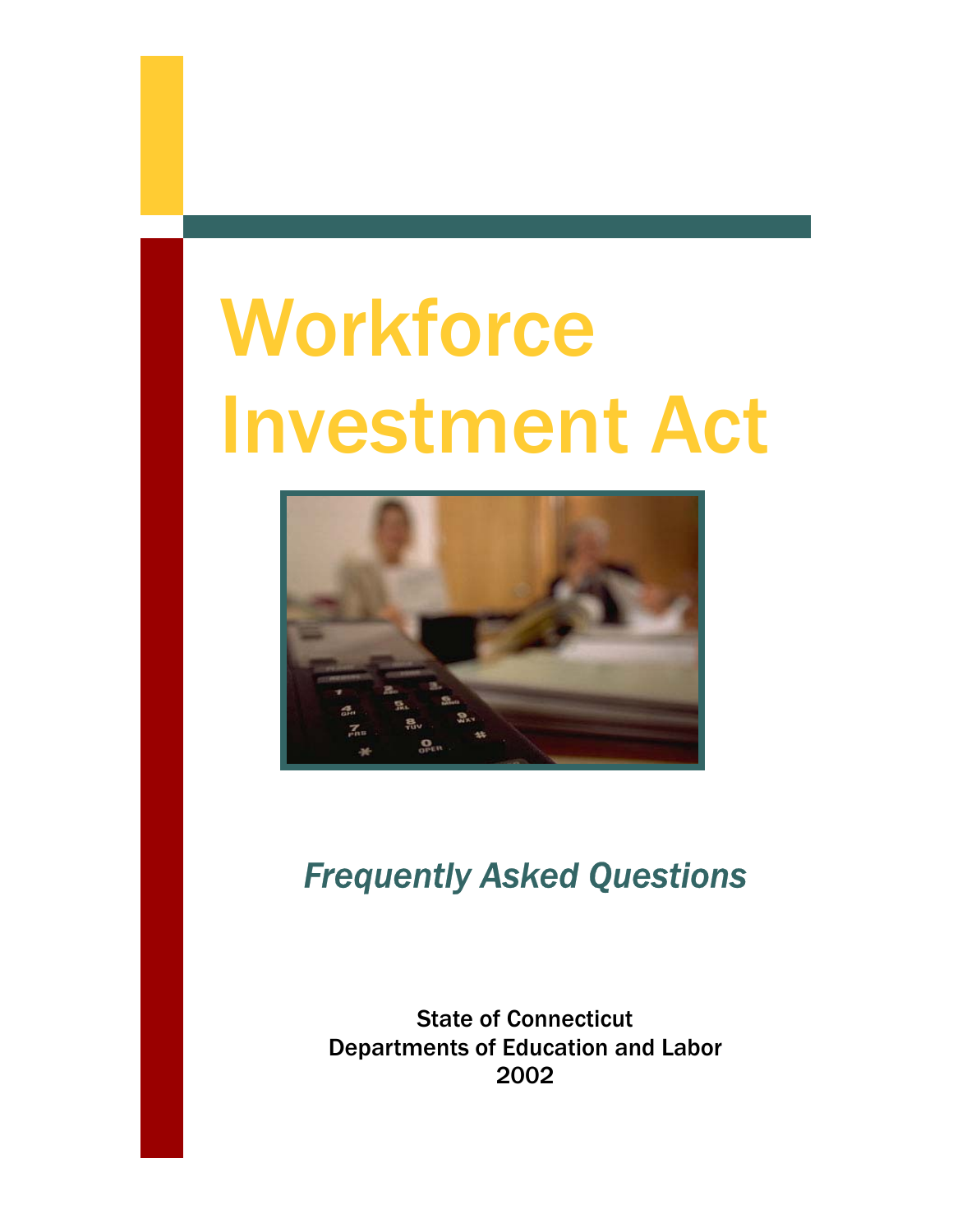# Workforce Investment Act

*Frequently Asked Questions*

State of Connecticut
Departments of Education and Labor
2002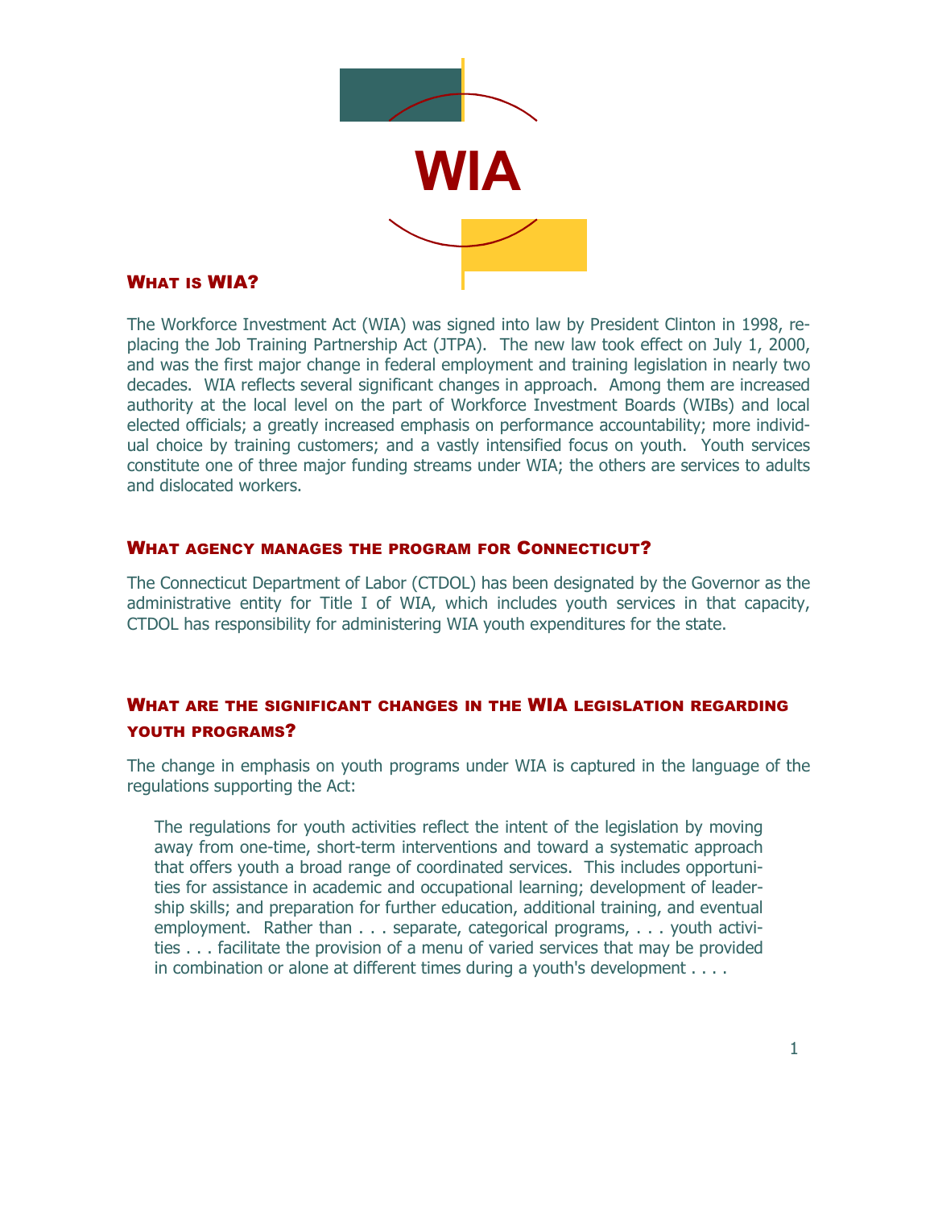# WIA

## What is WIA?

The Workforce Investment Act (WIA) was signed into law by President Clinton in 1998, replacing the Job Training Partnership Act (JTPA). The new law took effect on July 1, 2000, and was the first major change in federal employment and training legislation in nearly two decades. WIA reflects several significant changes in approach. Among them are increased authority at the local level on the part of Workforce Investment Boards (WIBs) and local elected officials; a greatly increased emphasis on performance accountability; more individual choice by training customers; and a vastly intensified focus on youth. Youth services constitute one of three major funding streams under WIA; the others are services to adults and dislocated workers.

## What agency manages the program for Connecticut?

The Connecticut Department of Labor (CTDOL) has been designated by the Governor as the administrative entity for Title I of WIA, which includes youth services in that capacity, CTDOL has responsibility for administering WIA youth expenditures for the state.

## What are the significant changes in the WIA legislation regarding youth programs?

The change in emphasis on youth programs under WIA is captured in the language of the regulations supporting the Act:

> The regulations for youth activities reflect the intent of the legislation by moving away from one-time, short-term interventions and toward a systematic approach that offers youth a broad range of coordinated services. This includes opportunities for assistance in academic and occupational learning; development of leadership skills; and preparation for further education, additional training, and eventual employment. Rather than . . . separate, categorical programs, . . . youth activities . . . facilitate the provision of a menu of varied services that may be provided in combination or alone at different times during a youth's development . . . .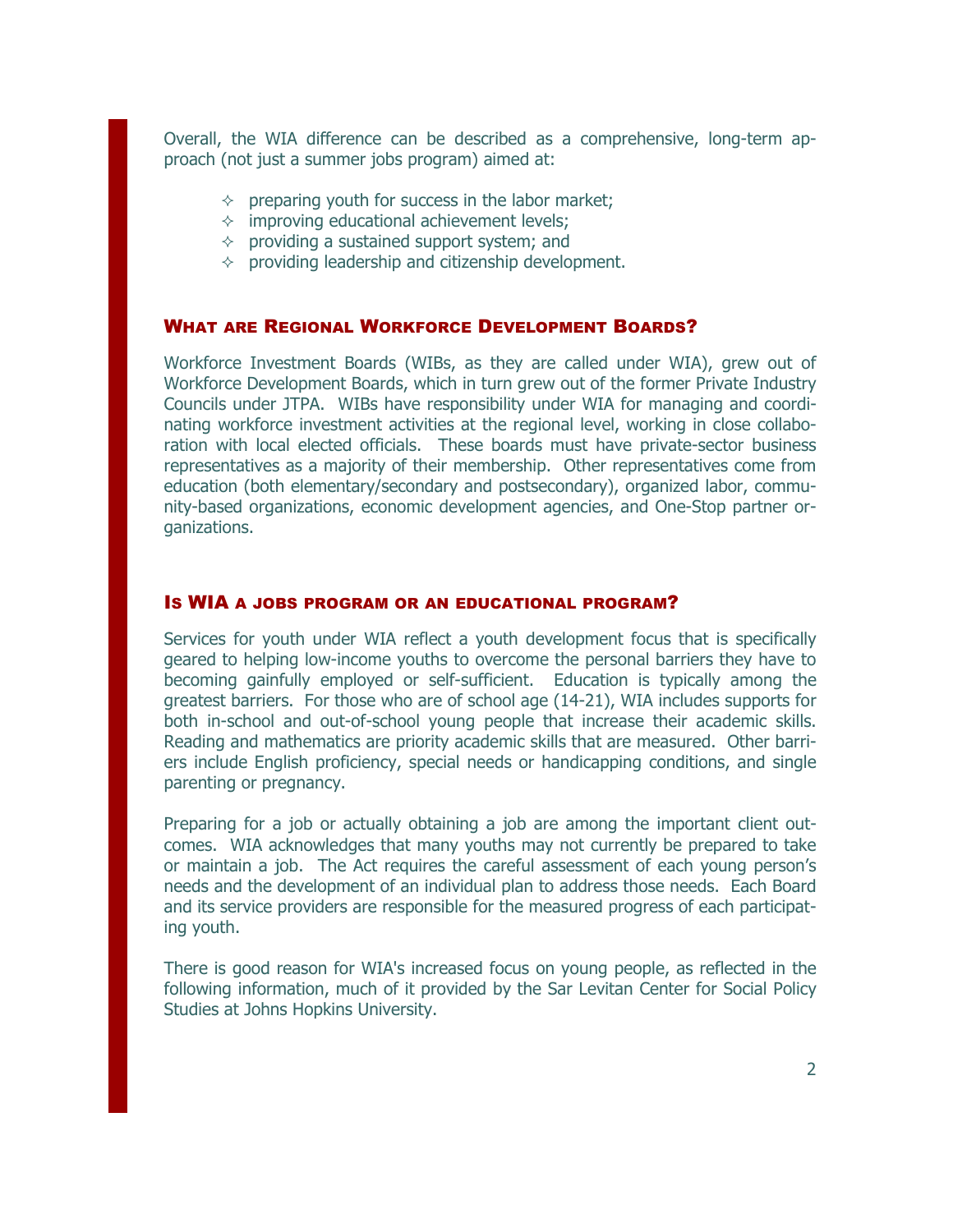Overall, the WIA difference can be described as a comprehensive, long-term approach (not just a summer jobs program) aimed at:

- preparing youth for success in the labor market;
- improving educational achievement levels;
- providing a sustained support system; and
- providing leadership and citizenship development.

## What are Regional Workforce Development Boards?

Workforce Investment Boards (WIBs, as they are called under WIA), grew out of Workforce Development Boards, which in turn grew out of the former Private Industry Councils under JTPA. WIBs have responsibility under WIA for managing and coordinating workforce investment activities at the regional level, working in close collaboration with local elected officials. These boards must have private-sector business representatives as a majority of their membership. Other representatives come from education (both elementary/secondary and postsecondary), organized labor, community-based organizations, economic development agencies, and One-Stop partner organizations.

## Is WIA a jobs program or an educational program?

Services for youth under WIA reflect a youth development focus that is specifically geared to helping low-income youths to overcome the personal barriers they have to becoming gainfully employed or self-sufficient. Education is typically among the greatest barriers. For those who are of school age (14-21), WIA includes supports for both in-school and out-of-school young people that increase their academic skills. Reading and mathematics are priority academic skills that are measured. Other barriers include English proficiency, special needs or handicapping conditions, and single parenting or pregnancy.

Preparing for a job or actually obtaining a job are among the important client outcomes. WIA acknowledges that many youths may not currently be prepared to take or maintain a job. The Act requires the careful assessment of each young person's needs and the development of an individual plan to address those needs. Each Board and its service providers are responsible for the measured progress of each participating youth.

There is good reason for WIA's increased focus on young people, as reflected in the following information, much of it provided by the Sar Levitan Center for Social Policy Studies at Johns Hopkins University.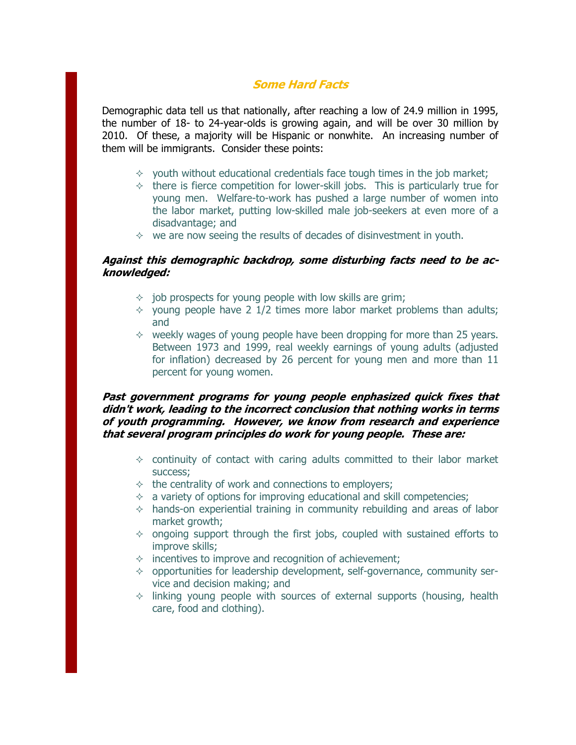## *Some Hard Facts*

Demographic data tell us that nationally, after reaching a low of 24.9 million in 1995, the number of 18- to 24-year-olds is growing again, and will be over 30 million by 2010. Of these, a majority will be Hispanic or nonwhite. An increasing number of them will be immigrants. Consider these points:

- youth without educational credentials face tough times in the job market;
- there is fierce competition for lower-skill jobs. This is particularly true for young men. Welfare-to-work has pushed a large number of women into the labor market, putting low-skilled male job-seekers at even more of a disadvantage; and
- we are now seeing the results of decades of disinvestment in youth.

***Against this demographic backdrop, some disturbing facts need to be acknowledged:***

- job prospects for young people with low skills are grim;
- young people have 2 1/2 times more labor market problems than adults; and
- weekly wages of young people have been dropping for more than 25 years. Between 1973 and 1999, real weekly earnings of young adults (adjusted for inflation) decreased by 26 percent for young men and more than 11 percent for young women.

***Past government programs for young people emphasized quick fixes that didn't work, leading to the incorrect conclusion that nothing works in terms of youth programming. However, we know from research and experience that several program principles do work for young people. These are:***

- continuity of contact with caring adults committed to their labor market success;
- the centrality of work and connections to employers;
- a variety of options for improving educational and skill competencies;
- hands-on experiential training in community rebuilding and areas of labor market growth;
- ongoing support through the first jobs, coupled with sustained efforts to improve skills;
- incentives to improve and recognition of achievement;
- opportunities for leadership development, self-governance, community service and decision making; and
- linking young people with sources of external supports (housing, health care, food and clothing).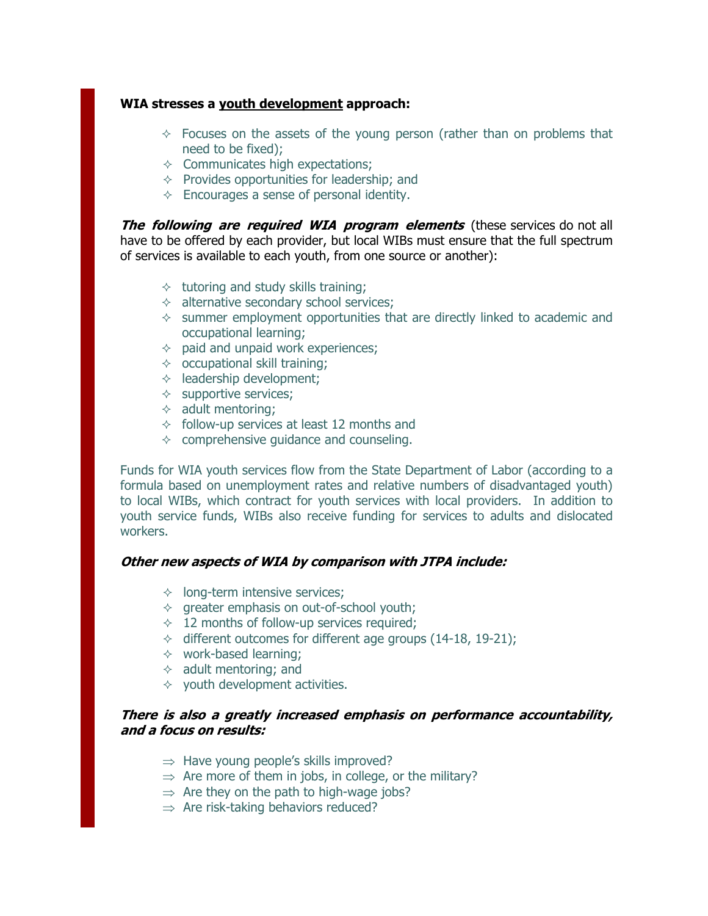**WIA stresses a youth development approach:**

- Focuses on the assets of the young person (rather than on problems that need to be fixed);
- Communicates high expectations;
- Provides opportunities for leadership; and
- Encourages a sense of personal identity.

***The following are required WIA program elements*** (these services do not all have to be offered by each provider, but local WIBs must ensure that the full spectrum of services is available to each youth, from one source or another):

- tutoring and study skills training;
- alternative secondary school services;
- summer employment opportunities that are directly linked to academic and occupational learning;
- paid and unpaid work experiences;
- occupational skill training;
- leadership development;
- supportive services;
- adult mentoring;
- follow-up services at least 12 months and
- comprehensive guidance and counseling.

Funds for WIA youth services flow from the State Department of Labor (according to a formula based on unemployment rates and relative numbers of disadvantaged youth) to local WIBs, which contract for youth services with local providers. In addition to youth service funds, WIBs also receive funding for services to adults and dislocated workers.

***Other new aspects of WIA by comparison with JTPA include:***

- long-term intensive services;
- greater emphasis on out-of-school youth;
- 12 months of follow-up services required;
- different outcomes for different age groups (14-18, 19-21);
- work-based learning;
- adult mentoring; and
- youth development activities.

***There is also a greatly increased emphasis on performance accountability, and a focus on results:***

- ⇒ Have young people's skills improved?
- ⇒ Are more of them in jobs, in college, or the military?
- ⇒ Are they on the path to high-wage jobs?
- ⇒ Are risk-taking behaviors reduced?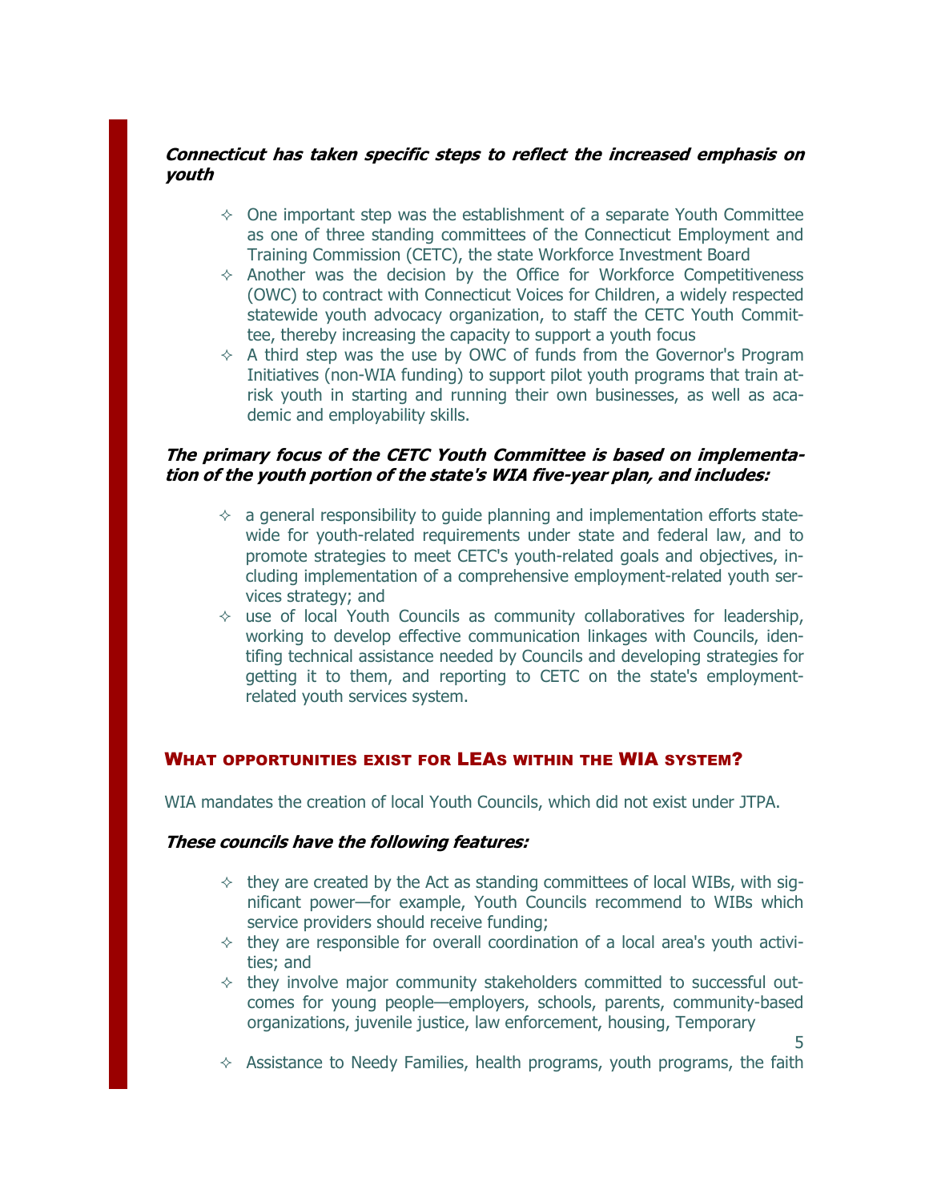***Connecticut has taken specific steps to reflect the increased emphasis on youth***

- One important step was the establishment of a separate Youth Committee as one of three standing committees of the Connecticut Employment and Training Commission (CETC), the state Workforce Investment Board
- Another was the decision by the Office for Workforce Competitiveness (OWC) to contract with Connecticut Voices for Children, a widely respected statewide youth advocacy organization, to staff the CETC Youth Committee, thereby increasing the capacity to support a youth focus
- A third step was the use by OWC of funds from the Governor's Program Initiatives (non-WIA funding) to support pilot youth programs that train at-risk youth in starting and running their own businesses, as well as academic and employability skills.

***The primary focus of the CETC Youth Committee is based on implementation of the youth portion of the state's WIA five-year plan, and includes:***

- a general responsibility to guide planning and implementation efforts statewide for youth-related requirements under state and federal law, and to promote strategies to meet CETC's youth-related goals and objectives, including implementation of a comprehensive employment-related youth services strategy; and
- use of local Youth Councils as community collaboratives for leadership, working to develop effective communication linkages with Councils, identifying technical assistance needed by Councils and developing strategies for getting it to them, and reporting to CETC on the state's employment-related youth services system.

## WHAT OPPORTUNITIES EXIST FOR LEAS WITHIN THE WIA SYSTEM?

WIA mandates the creation of local Youth Councils, which did not exist under JTPA.

***These councils have the following features:***

- they are created by the Act as standing committees of local WIBs, with significant power—for example, Youth Councils recommend to WIBs which service providers should receive funding;
- they are responsible for overall coordination of a local area's youth activities; and
- they involve major community stakeholders committed to successful outcomes for young people—employers, schools, parents, community-based organizations, juvenile justice, law enforcement, housing, Temporary
- Assistance to Needy Families, health programs, youth programs, the faith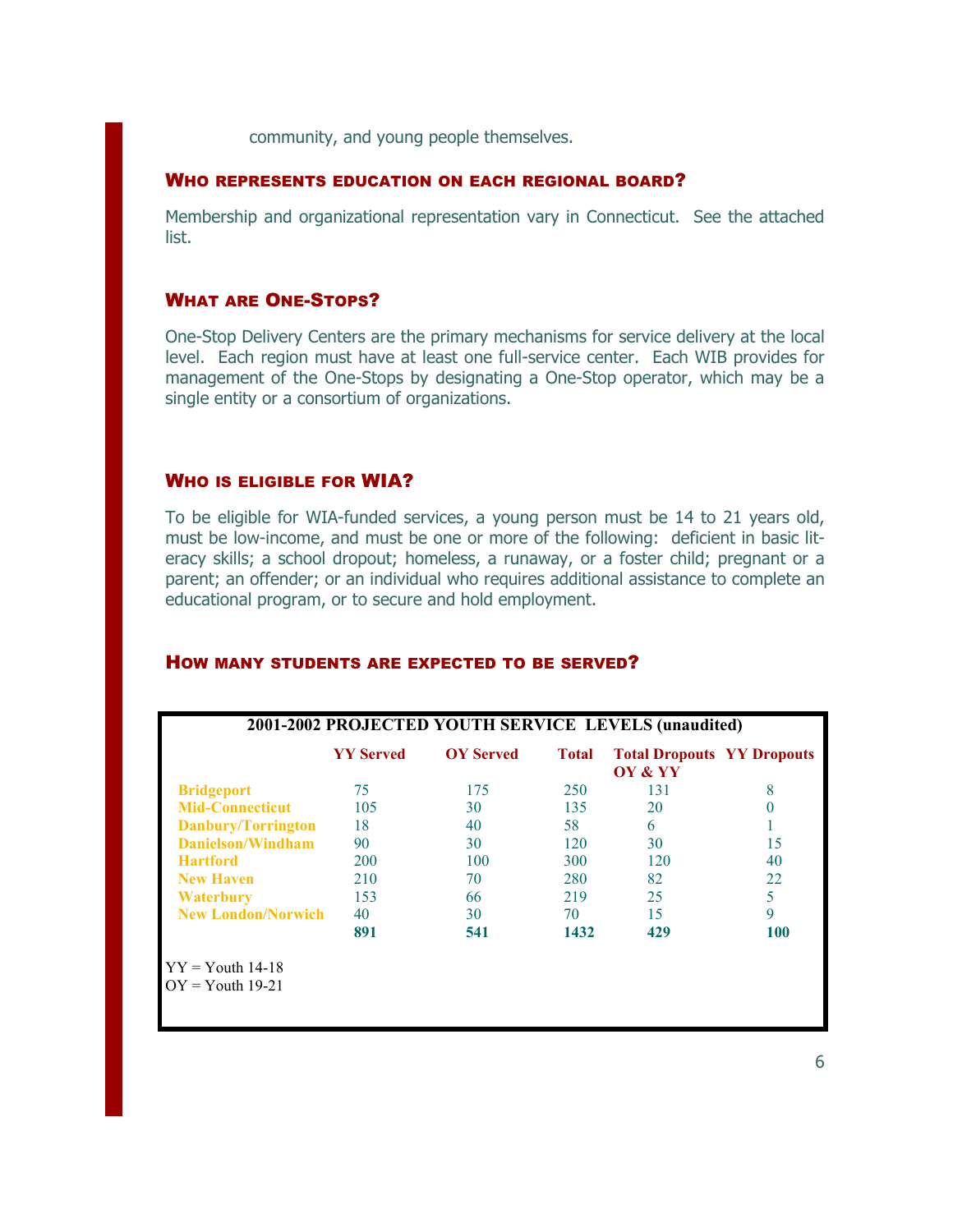community, and young people themselves.

## Who represents education on each regional board?

Membership and organizational representation vary in Connecticut. See the attached list.

## What are One-Stops?

One-Stop Delivery Centers are the primary mechanisms for service delivery at the local level. Each region must have at least one full-service center. Each WIB provides for management of the One-Stops by designating a One-Stop operator, which may be a single entity or a consortium of organizations.

## Who is eligible for WIA?

To be eligible for WIA-funded services, a young person must be 14 to 21 years old, must be low-income, and must be one or more of the following: deficient in basic literacy skills; a school dropout; homeless, a runaway, or a foster child; pregnant or a parent; an offender; or an individual who requires additional assistance to complete an educational program, or to secure and hold employment.

## How many students are expected to be served?

**2001-2002 PROJECTED YOUTH SERVICE LEVELS (unaudited)**

| | YY Served | OY Served | Total | Total Dropouts OY & YY | YY Dropouts |
|---|---|---|---|---|---|
| Bridgeport | 75 | 175 | 250 | 131 | 8 |
| Mid-Connecticut | 105 | 30 | 135 | 20 | 0 |
| Danbury/Torrington | 18 | 40 | 58 | 6 | 1 |
| Danielson/Windham | 90 | 30 | 120 | 30 | 15 |
| Hartford | 200 | 100 | 300 | 120 | 40 |
| New Haven | 210 | 70 | 280 | 82 | 22 |
| Waterbury | 153 | 66 | 219 | 25 | 5 |
| New London/Norwich | 40 | 30 | 70 | 15 | 9 |
| | **891** | **541** | **1432** | **429** | **100** |

YY = Youth 14-18
OY = Youth 19-21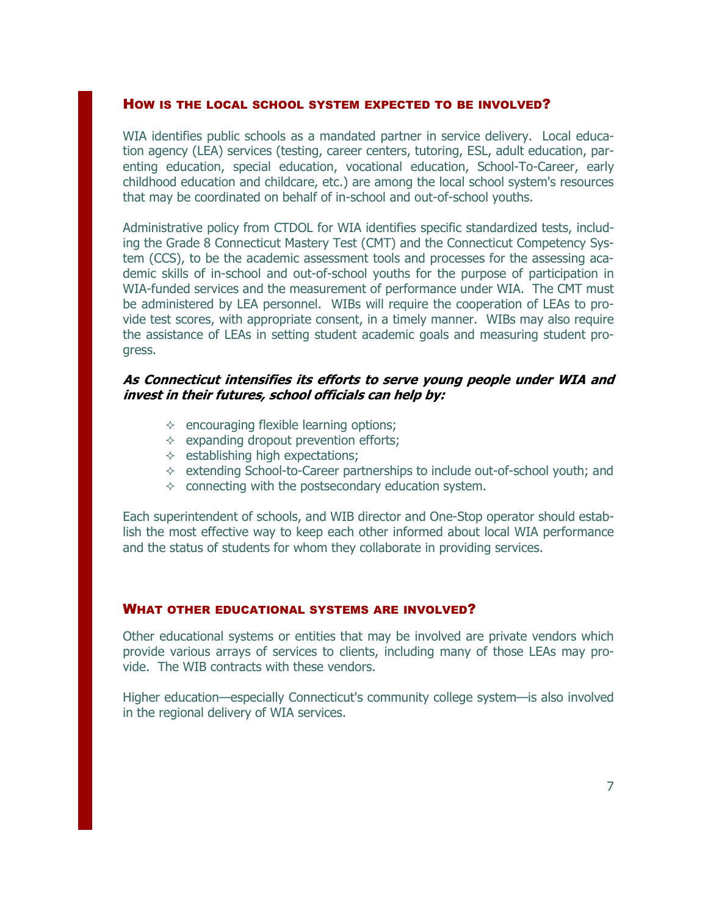## How is the local school system expected to be involved?

WIA identifies public schools as a mandated partner in service delivery. Local education agency (LEA) services (testing, career centers, tutoring, ESL, adult education, parenting education, special education, vocational education, School-To-Career, early childhood education and childcare, etc.) are among the local school system's resources that may be coordinated on behalf of in-school and out-of-school youths.

Administrative policy from CTDOL for WIA identifies specific standardized tests, including the Grade 8 Connecticut Mastery Test (CMT) and the Connecticut Competency System (CCS), to be the academic assessment tools and processes for the assessing academic skills of in-school and out-of-school youths for the purpose of participation in WIA-funded services and the measurement of performance under WIA. The CMT must be administered by LEA personnel. WIBs will require the cooperation of LEAs to provide test scores, with appropriate consent, in a timely manner. WIBs may also require the assistance of LEAs in setting student academic goals and measuring student progress.

***As Connecticut intensifies its efforts to serve young people under WIA and invest in their futures, school officials can help by:***

- encouraging flexible learning options;
- expanding dropout prevention efforts;
- establishing high expectations;
- extending School-to-Career partnerships to include out-of-school youth; and
- connecting with the postsecondary education system.

Each superintendent of schools, and WIB director and One-Stop operator should establish the most effective way to keep each other informed about local WIA performance and the status of students for whom they collaborate in providing services.

## What other educational systems are involved?

Other educational systems or entities that may be involved are private vendors which provide various arrays of services to clients, including many of those LEAs may provide. The WIB contracts with these vendors.

Higher education—especially Connecticut's community college system—is also involved in the regional delivery of WIA services.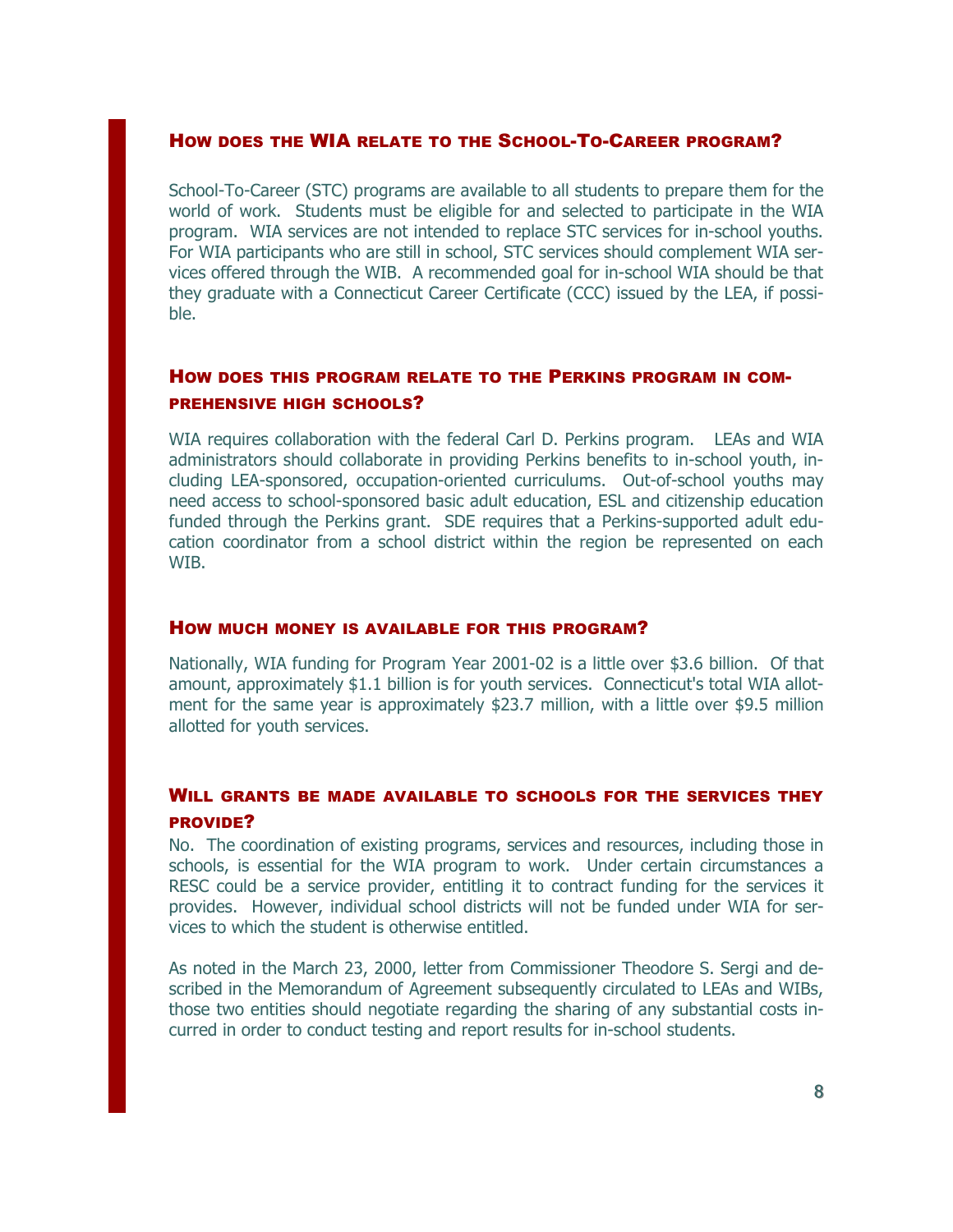### How does the WIA relate to the School-To-Career program?

School-To-Career (STC) programs are available to all students to prepare them for the world of work. Students must be eligible for and selected to participate in the WIA program. WIA services are not intended to replace STC services for in-school youths. For WIA participants who are still in school, STC services should complement WIA services offered through the WIB. A recommended goal for in-school WIA should be that they graduate with a Connecticut Career Certificate (CCC) issued by the LEA, if possible.

### How does this program relate to the Perkins program in comprehensive high schools?

WIA requires collaboration with the federal Carl D. Perkins program. LEAs and WIA administrators should collaborate in providing Perkins benefits to in-school youth, including LEA-sponsored, occupation-oriented curriculums. Out-of-school youths may need access to school-sponsored basic adult education, ESL and citizenship education funded through the Perkins grant. SDE requires that a Perkins-supported adult education coordinator from a school district within the region be represented on each WIB.

### How much money is available for this program?

Nationally, WIA funding for Program Year 2001-02 is a little over $3.6 billion. Of that amount, approximately $1.1 billion is for youth services. Connecticut's total WIA allotment for the same year is approximately $23.7 million, with a little over $9.5 million allotted for youth services.

### Will grants be made available to schools for the services they provide?

No. The coordination of existing programs, services and resources, including those in schools, is essential for the WIA program to work. Under certain circumstances a RESC could be a service provider, entitling it to contract funding for the services it provides. However, individual school districts will not be funded under WIA for services to which the student is otherwise entitled.

As noted in the March 23, 2000, letter from Commissioner Theodore S. Sergi and described in the Memorandum of Agreement subsequently circulated to LEAs and WIBs, those two entities should negotiate regarding the sharing of any substantial costs incurred in order to conduct testing and report results for in-school students.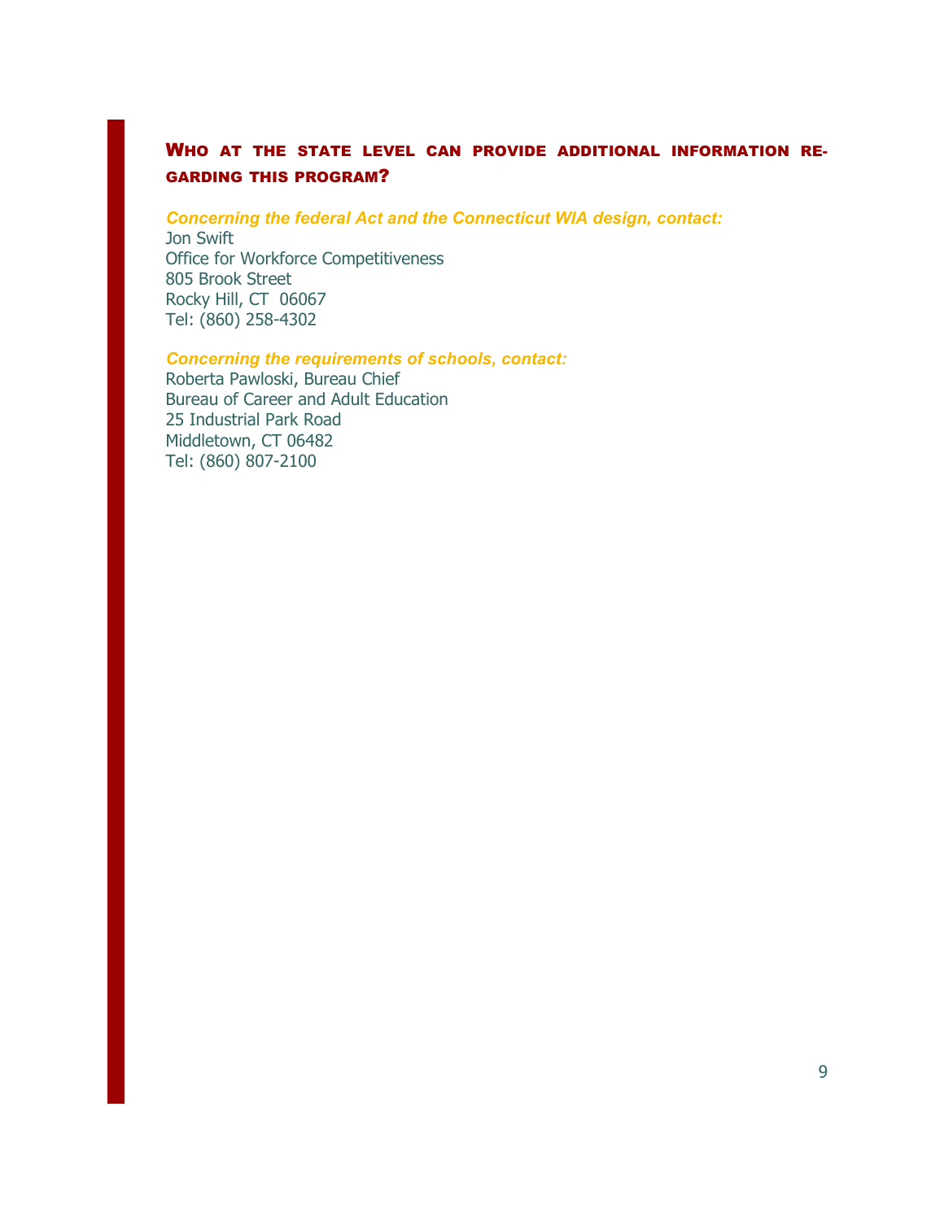## Who at the state level can provide additional information regarding this program?

***Concerning the federal Act and the Connecticut WIA design, contact:***
Jon Swift
Office for Workforce Competitiveness
805 Brook Street
Rocky Hill, CT 06067
Tel: (860) 258-4302

***Concerning the requirements of schools, contact:***
Roberta Pawloski, Bureau Chief
Bureau of Career and Adult Education
25 Industrial Park Road
Middletown, CT 06482
Tel: (860) 807-2100